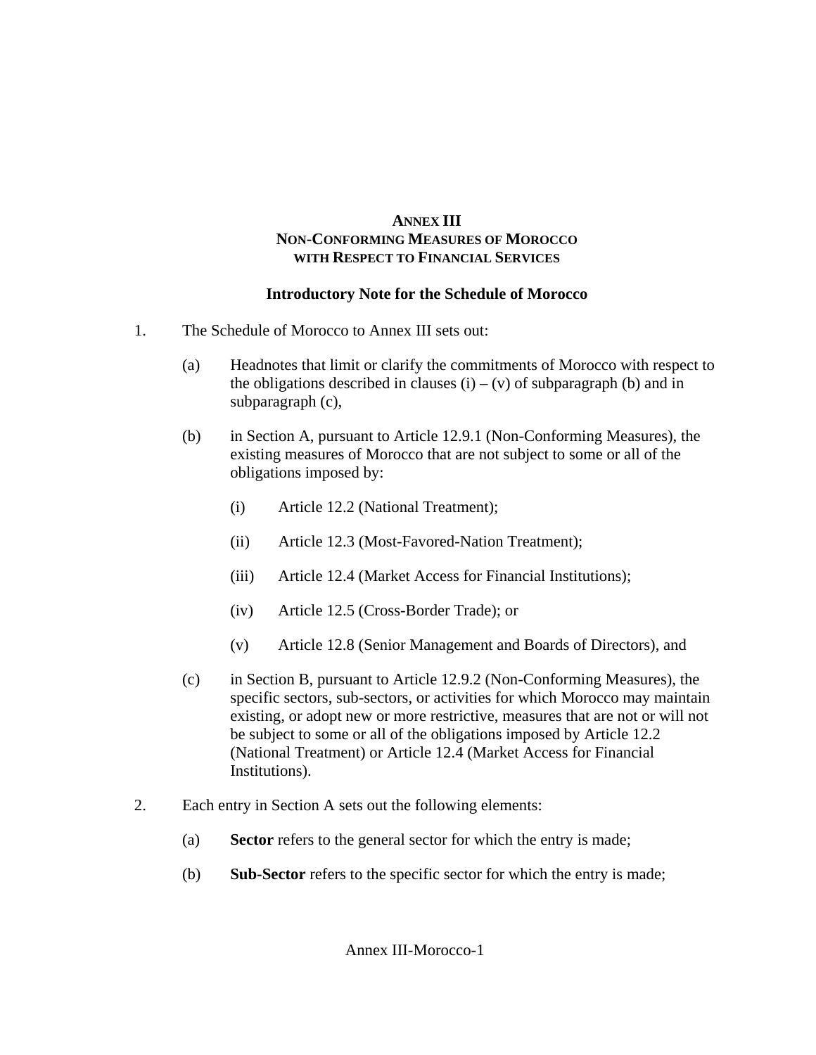# ANNEX III
## NON-CONFORMING MEASURES OF MOROCCO WITH RESPECT TO FINANCIAL SERVICES

### Introductory Note for the Schedule of Morocco

1. The Schedule of Morocco to Annex III sets out:

   (a) Headnotes that limit or clarify the commitments of Morocco with respect to the obligations described in clauses (i) – (v) of subparagraph (b) and in subparagraph (c),

   (b) in Section A, pursuant to Article 12.9.1 (Non-Conforming Measures), the existing measures of Morocco that are not subject to some or all of the obligations imposed by:

      (i) Article 12.2 (National Treatment);

      (ii) Article 12.3 (Most-Favored-Nation Treatment);

      (iii) Article 12.4 (Market Access for Financial Institutions);

      (iv) Article 12.5 (Cross-Border Trade); or

      (v) Article 12.8 (Senior Management and Boards of Directors), and

   (c) in Section B, pursuant to Article 12.9.2 (Non-Conforming Measures), the specific sectors, sub-sectors, or activities for which Morocco may maintain existing, or adopt new or more restrictive, measures that are not or will not be subject to some or all of the obligations imposed by Article 12.2 (National Treatment) or Article 12.4 (Market Access for Financial Institutions).

2. Each entry in Section A sets out the following elements:

   (a) **Sector** refers to the general sector for which the entry is made;

   (b) **Sub-Sector** refers to the specific sector for which the entry is made;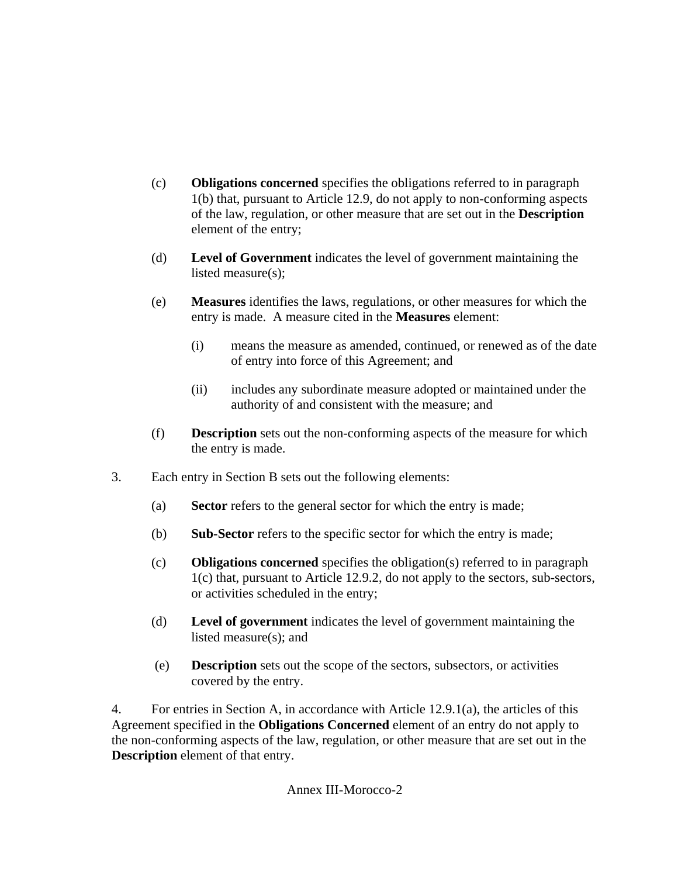(c) **Obligations concerned** specifies the obligations referred to in paragraph 1(b) that, pursuant to Article 12.9, do not apply to non-conforming aspects of the law, regulation, or other measure that are set out in the **Description** element of the entry;

(d) **Level of Government** indicates the level of government maintaining the listed measure(s);

(e) **Measures** identifies the laws, regulations, or other measures for which the entry is made. A measure cited in the **Measures** element:

   (i) means the measure as amended, continued, or renewed as of the date of entry into force of this Agreement; and

   (ii) includes any subordinate measure adopted or maintained under the authority of and consistent with the measure; and

(f) **Description** sets out the non-conforming aspects of the measure for which the entry is made.

3. Each entry in Section B sets out the following elements:

(a) **Sector** refers to the general sector for which the entry is made;

(b) **Sub-Sector** refers to the specific sector for which the entry is made;

(c) **Obligations concerned** specifies the obligation(s) referred to in paragraph 1(c) that, pursuant to Article 12.9.2, do not apply to the sectors, sub-sectors, or activities scheduled in the entry;

(d) **Level of government** indicates the level of government maintaining the listed measure(s); and

(e) **Description** sets out the scope of the sectors, subsectors, or activities covered by the entry.

4. For entries in Section A, in accordance with Article 12.9.1(a), the articles of this Agreement specified in the **Obligations Concerned** element of an entry do not apply to the non-conforming aspects of the law, regulation, or other measure that are set out in the **Description** element of that entry.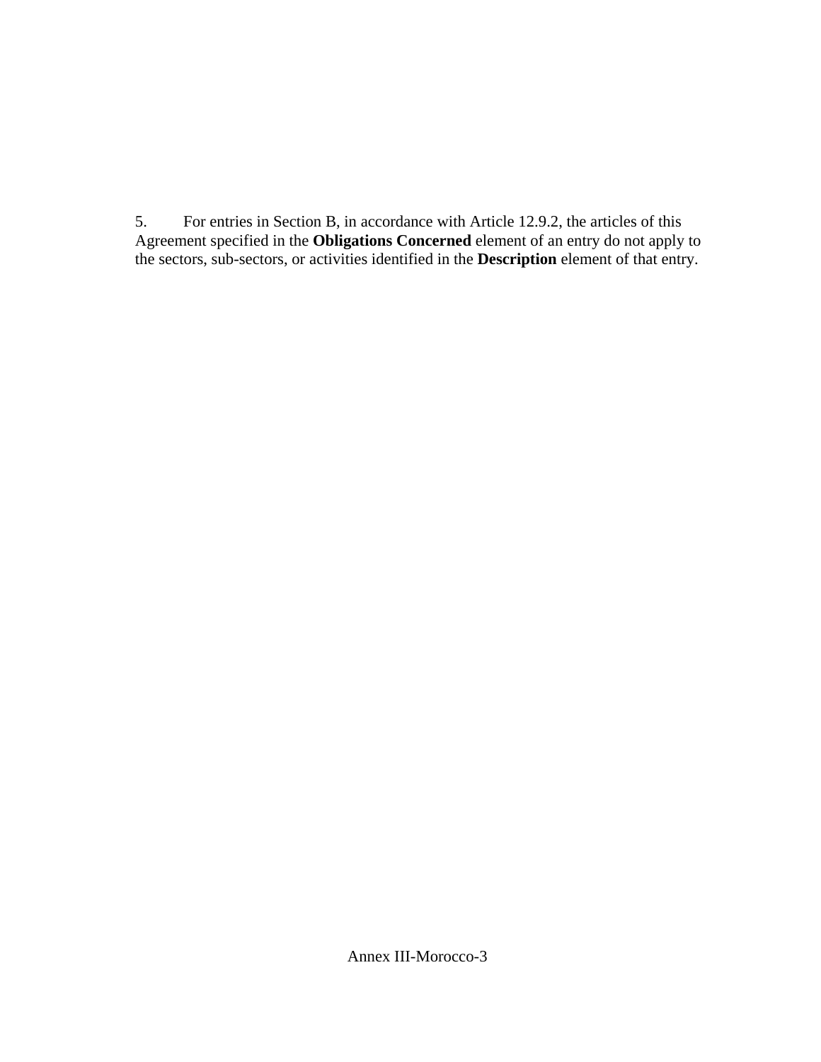5. For entries in Section B, in accordance with Article 12.9.2, the articles of this Agreement specified in the **Obligations Concerned** element of an entry do not apply to the sectors, sub-sectors, or activities identified in the **Description** element of that entry.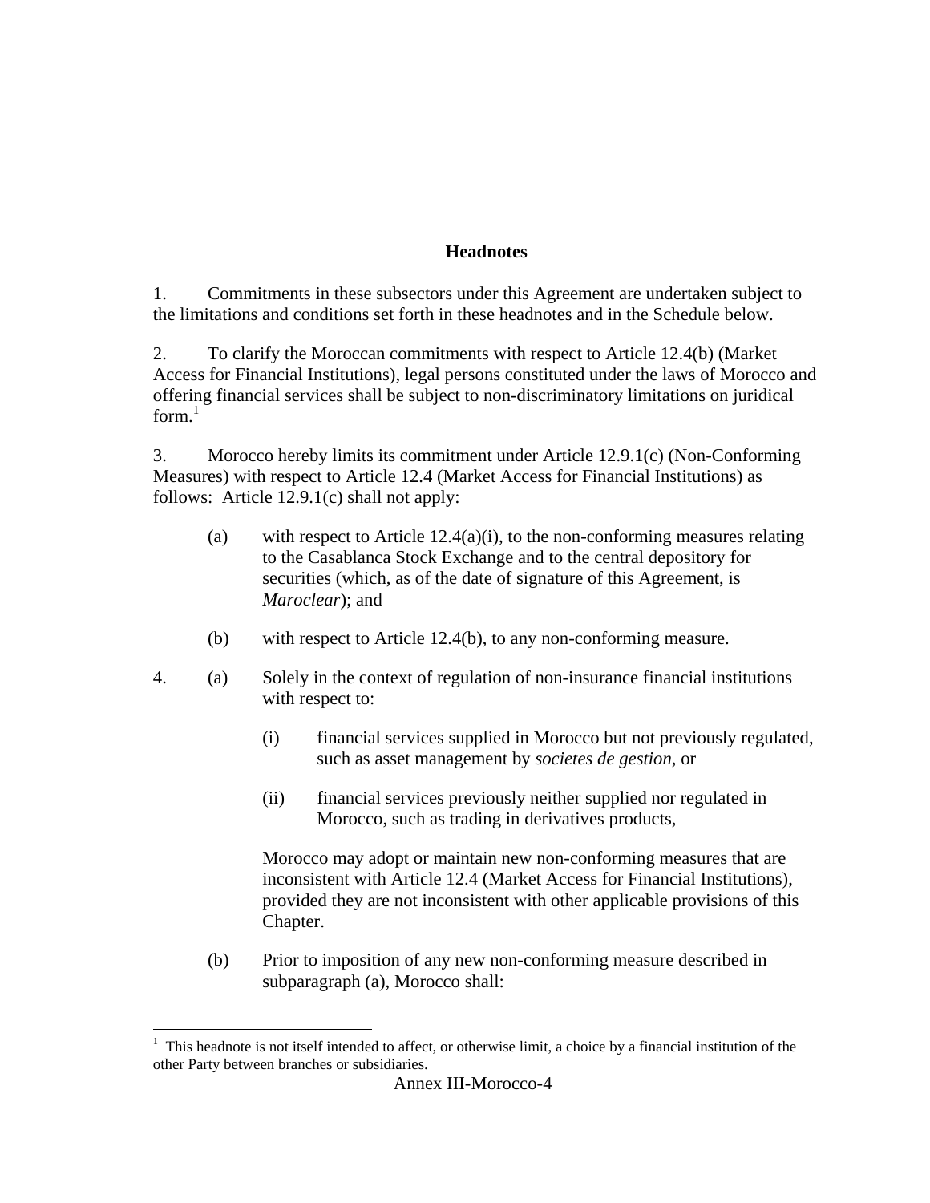**Headnotes**

1. Commitments in these subsectors under this Agreement are undertaken subject to the limitations and conditions set forth in these headnotes and in the Schedule below.

2. To clarify the Moroccan commitments with respect to Article 12.4(b) (Market Access for Financial Institutions), legal persons constituted under the laws of Morocco and offering financial services shall be subject to non-discriminatory limitations on juridical form.[1]

3. Morocco hereby limits its commitment under Article 12.9.1(c) (Non-Conforming Measures) with respect to Article 12.4 (Market Access for Financial Institutions) as follows: Article 12.9.1(c) shall not apply:

   (a) with respect to Article 12.4(a)(i), to the non-conforming measures relating to the Casablanca Stock Exchange and to the central depository for securities (which, as of the date of signature of this Agreement, is *Maroclear*); and

   (b) with respect to Article 12.4(b), to any non-conforming measure.

4. (a) Solely in the context of regulation of non-insurance financial institutions with respect to:

      (i) financial services supplied in Morocco but not previously regulated, such as asset management by *societes de gestion*, or

      (ii) financial services previously neither supplied nor regulated in Morocco, such as trading in derivatives products,

   Morocco may adopt or maintain new non-conforming measures that are inconsistent with Article 12.4 (Market Access for Financial Institutions), provided they are not inconsistent with other applicable provisions of this Chapter.

   (b) Prior to imposition of any new non-conforming measure described in subparagraph (a), Morocco shall:

---

[1] This headnote is not itself intended to affect, or otherwise limit, a choice by a financial institution of the other Party between branches or subsidiaries.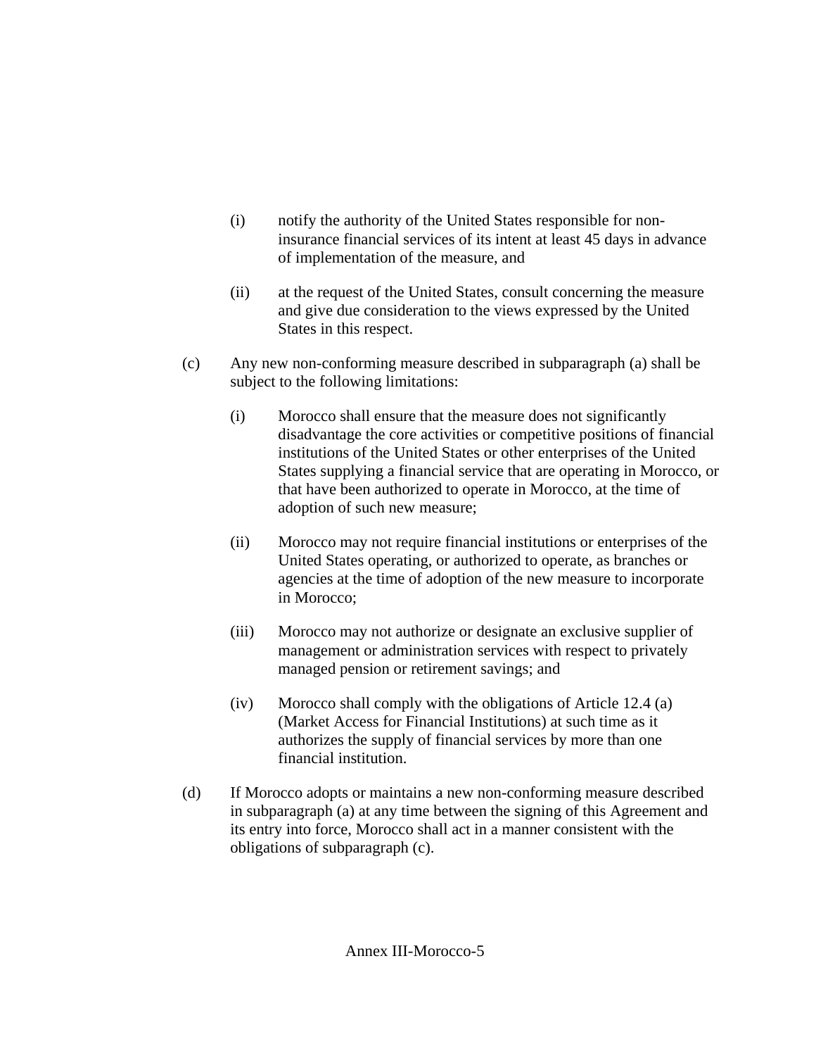(i) notify the authority of the United States responsible for non-insurance financial services of its intent at least 45 days in advance of implementation of the measure, and

(ii) at the request of the United States, consult concerning the measure and give due consideration to the views expressed by the United States in this respect.

(c) Any new non-conforming measure described in subparagraph (a) shall be subject to the following limitations:

(i) Morocco shall ensure that the measure does not significantly disadvantage the core activities or competitive positions of financial institutions of the United States or other enterprises of the United States supplying a financial service that are operating in Morocco, or that have been authorized to operate in Morocco, at the time of adoption of such new measure;

(ii) Morocco may not require financial institutions or enterprises of the United States operating, or authorized to operate, as branches or agencies at the time of adoption of the new measure to incorporate in Morocco;

(iii) Morocco may not authorize or designate an exclusive supplier of management or administration services with respect to privately managed pension or retirement savings; and

(iv) Morocco shall comply with the obligations of Article 12.4 (a) (Market Access for Financial Institutions) at such time as it authorizes the supply of financial services by more than one financial institution.

(d) If Morocco adopts or maintains a new non-conforming measure described in subparagraph (a) at any time between the signing of this Agreement and its entry into force, Morocco shall act in a manner consistent with the obligations of subparagraph (c).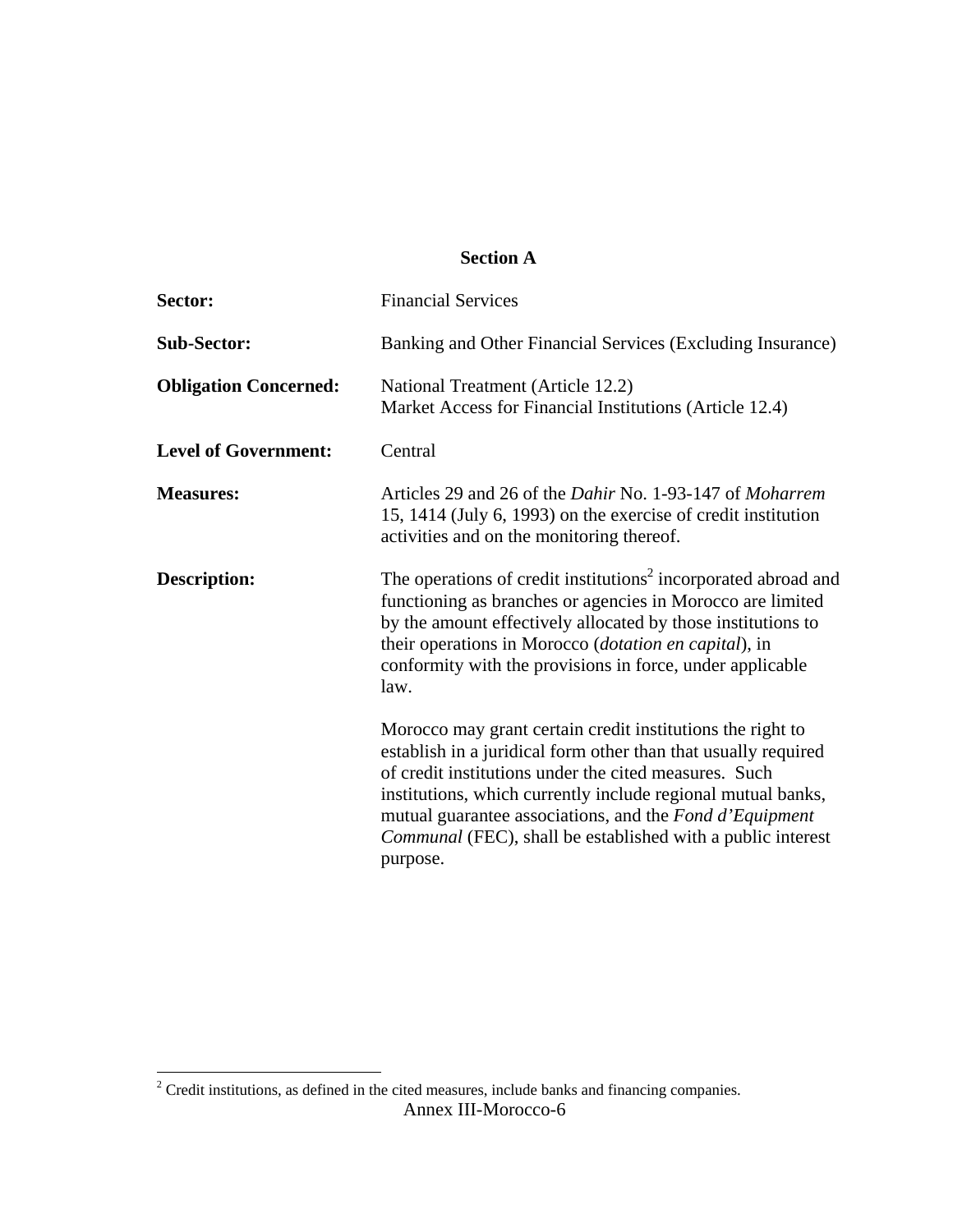## Section A

**Sector:** Financial Services

**Sub-Sector:** Banking and Other Financial Services (Excluding Insurance)

**Obligation Concerned:** National Treatment (Article 12.2)
Market Access for Financial Institutions (Article 12.4)

**Level of Government:** Central

**Measures:** Articles 29 and 26 of the *Dahir* No. 1-93-147 of *Moharrem* 15, 1414 (July 6, 1993) on the exercise of credit institution activities and on the monitoring thereof.

**Description:** The operations of credit institutions[2] incorporated abroad and functioning as branches or agencies in Morocco are limited by the amount effectively allocated by those institutions to their operations in Morocco (*dotation en capital*), in conformity with the provisions in force, under applicable law.

Morocco may grant certain credit institutions the right to establish in a juridical form other than that usually required of credit institutions under the cited measures. Such institutions, which currently include regional mutual banks, mutual guarantee associations, and the *Fond d'Equipment Communal* (FEC), shall be established with a public interest purpose.

---

[2] Credit institutions, as defined in the cited measures, include banks and financing companies.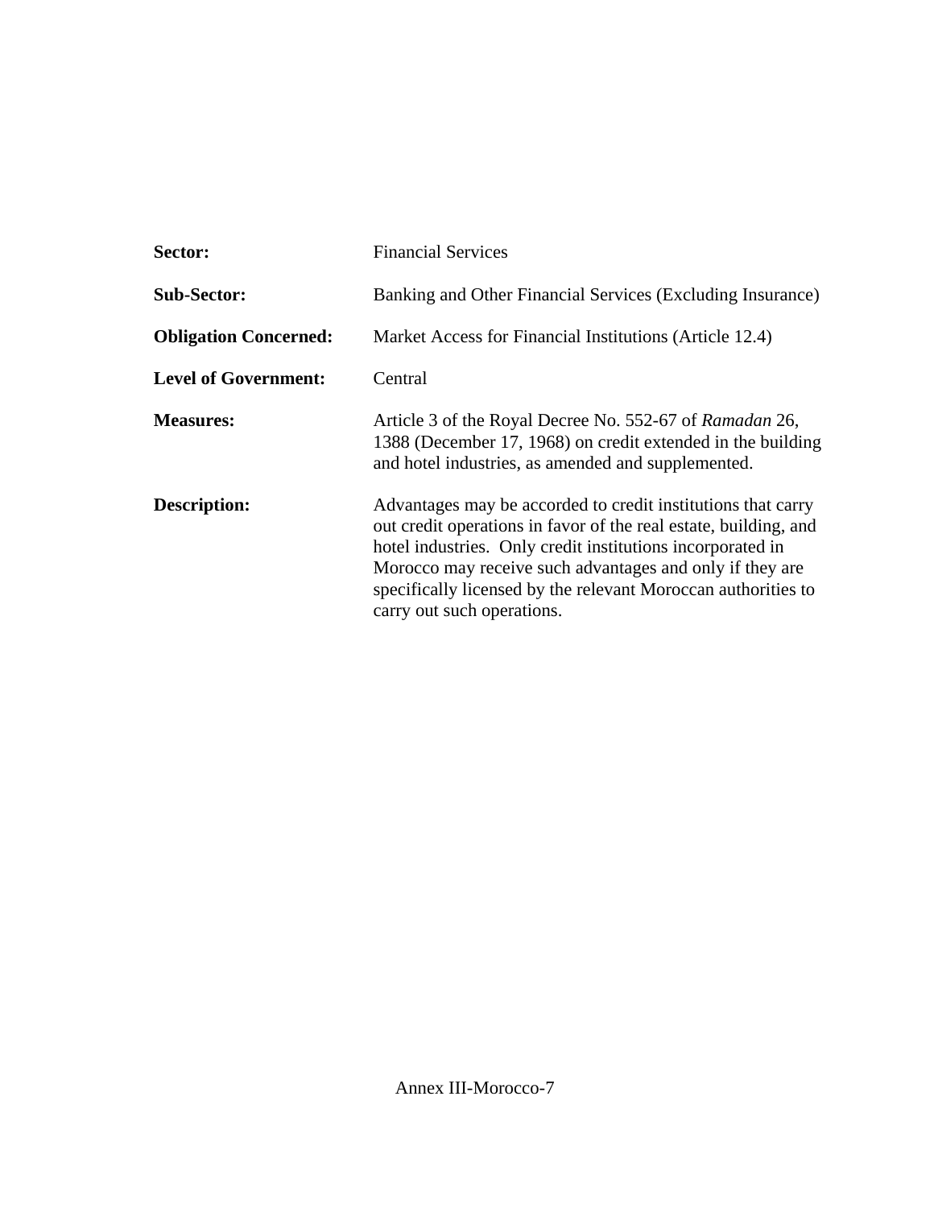| | |
|---|---|
| **Sector:** | Financial Services |
| **Sub-Sector:** | Banking and Other Financial Services (Excluding Insurance) |
| **Obligation Concerned:** | Market Access for Financial Institutions (Article 12.4) |
| **Level of Government:** | Central |
| **Measures:** | Article 3 of the Royal Decree No. 552-67 of *Ramadan* 26, 1388 (December 17, 1968) on credit extended in the building and hotel industries, as amended and supplemented. |
| **Description:** | Advantages may be accorded to credit institutions that carry out credit operations in favor of the real estate, building, and hotel industries. Only credit institutions incorporated in Morocco may receive such advantages and only if they are specifically licensed by the relevant Moroccan authorities to carry out such operations. |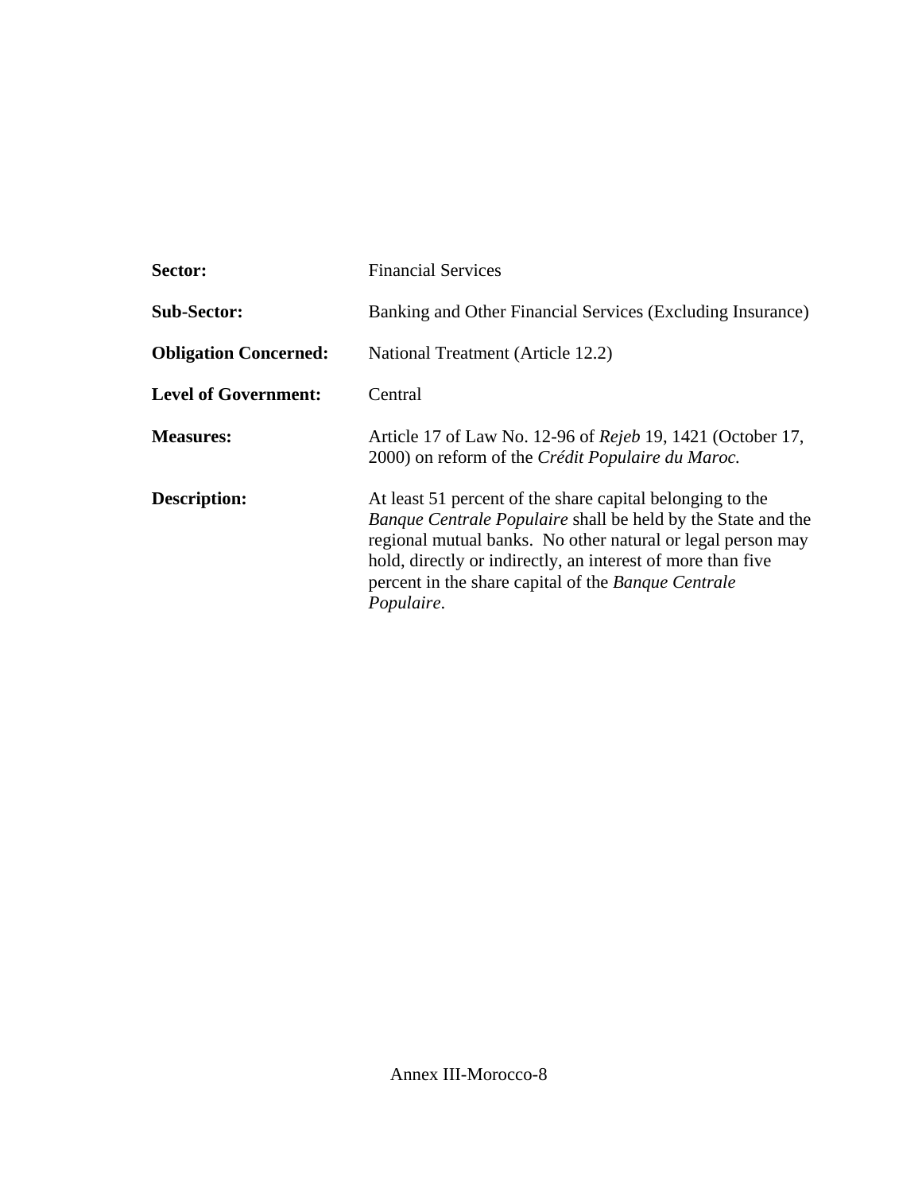| | |
|---|---|
| **Sector:** | Financial Services |
| **Sub-Sector:** | Banking and Other Financial Services (Excluding Insurance) |
| **Obligation Concerned:** | National Treatment (Article 12.2) |
| **Level of Government:** | Central |
| **Measures:** | Article 17 of Law No. 12-96 of *Rejeb* 19, 1421 (October 17, 2000) on reform of the *Crédit Populaire du Maroc.* |
| **Description:** | At least 51 percent of the share capital belonging to the *Banque Centrale Populaire* shall be held by the State and the regional mutual banks. No other natural or legal person may hold, directly or indirectly, an interest of more than five percent in the share capital of the *Banque Centrale Populaire*. |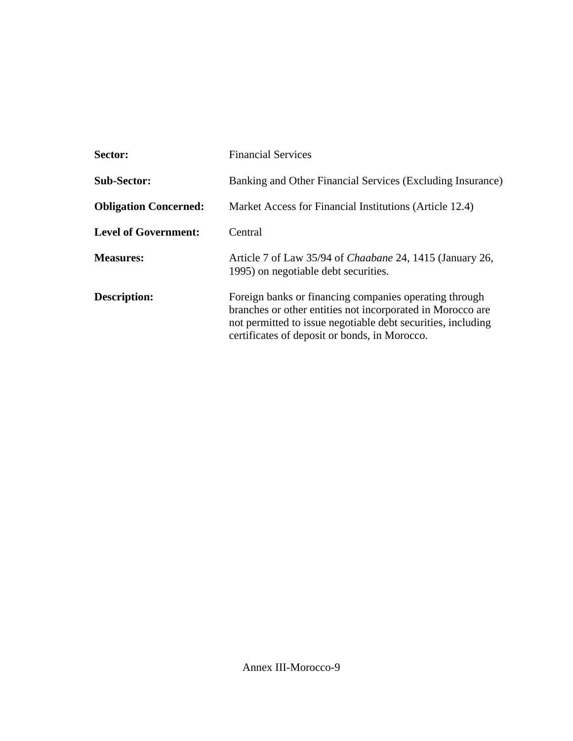**Sector:** Financial Services

**Sub-Sector:** Banking and Other Financial Services (Excluding Insurance)

**Obligation Concerned:** Market Access for Financial Institutions (Article 12.4)

**Level of Government:** Central

**Measures:** Article 7 of Law 35/94 of *Chaabane* 24, 1415 (January 26, 1995) on negotiable debt securities.

**Description:** Foreign banks or financing companies operating through branches or other entities not incorporated in Morocco are not permitted to issue negotiable debt securities, including certificates of deposit or bonds, in Morocco.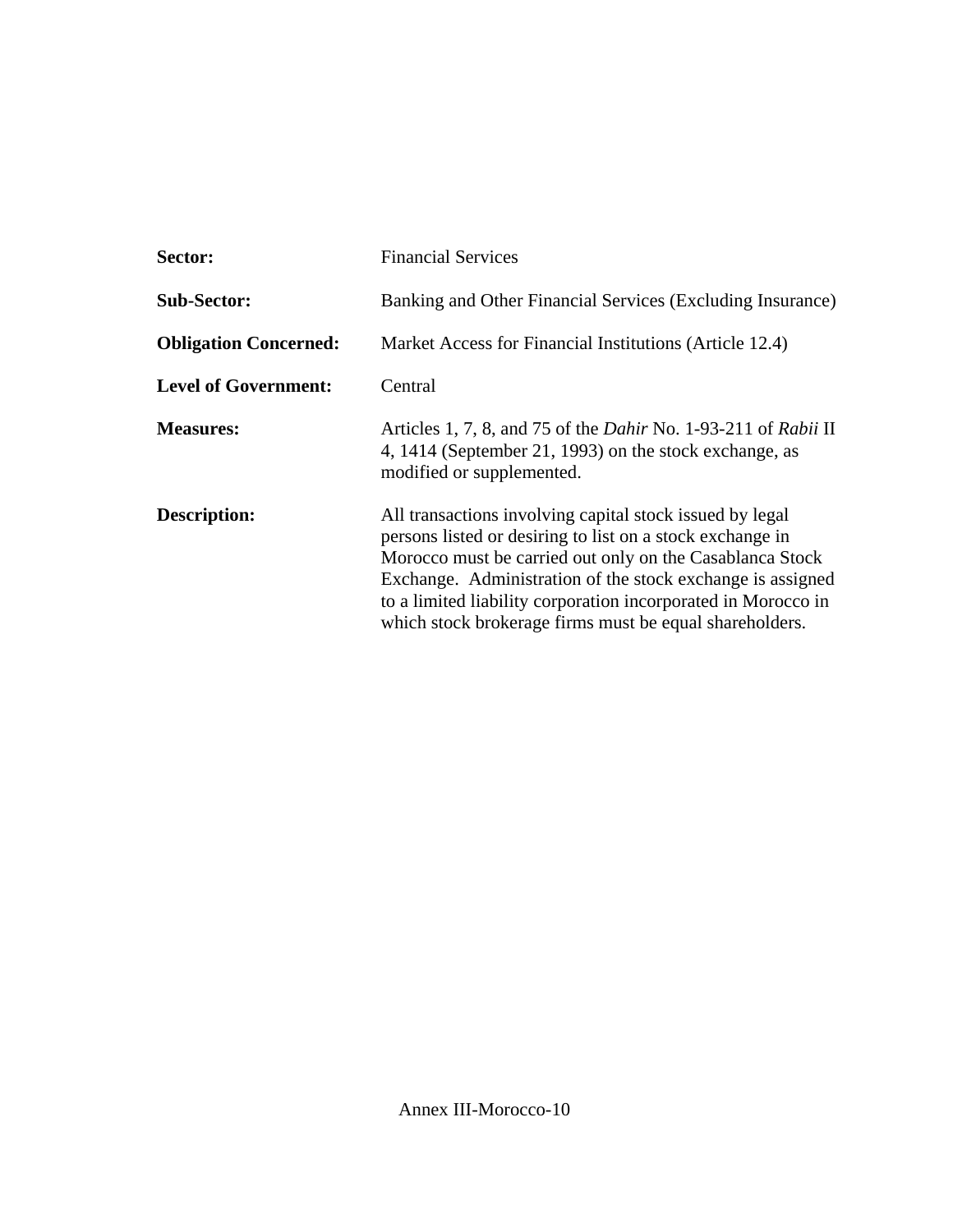**Sector:** Financial Services

**Sub-Sector:** Banking and Other Financial Services (Excluding Insurance)

**Obligation Concerned:** Market Access for Financial Institutions (Article 12.4)

**Level of Government:** Central

**Measures:** Articles 1, 7, 8, and 75 of the *Dahir* No. 1-93-211 of *Rabii* II 4, 1414 (September 21, 1993) on the stock exchange, as modified or supplemented.

**Description:** All transactions involving capital stock issued by legal persons listed or desiring to list on a stock exchange in Morocco must be carried out only on the Casablanca Stock Exchange. Administration of the stock exchange is assigned to a limited liability corporation incorporated in Morocco in which stock brokerage firms must be equal shareholders.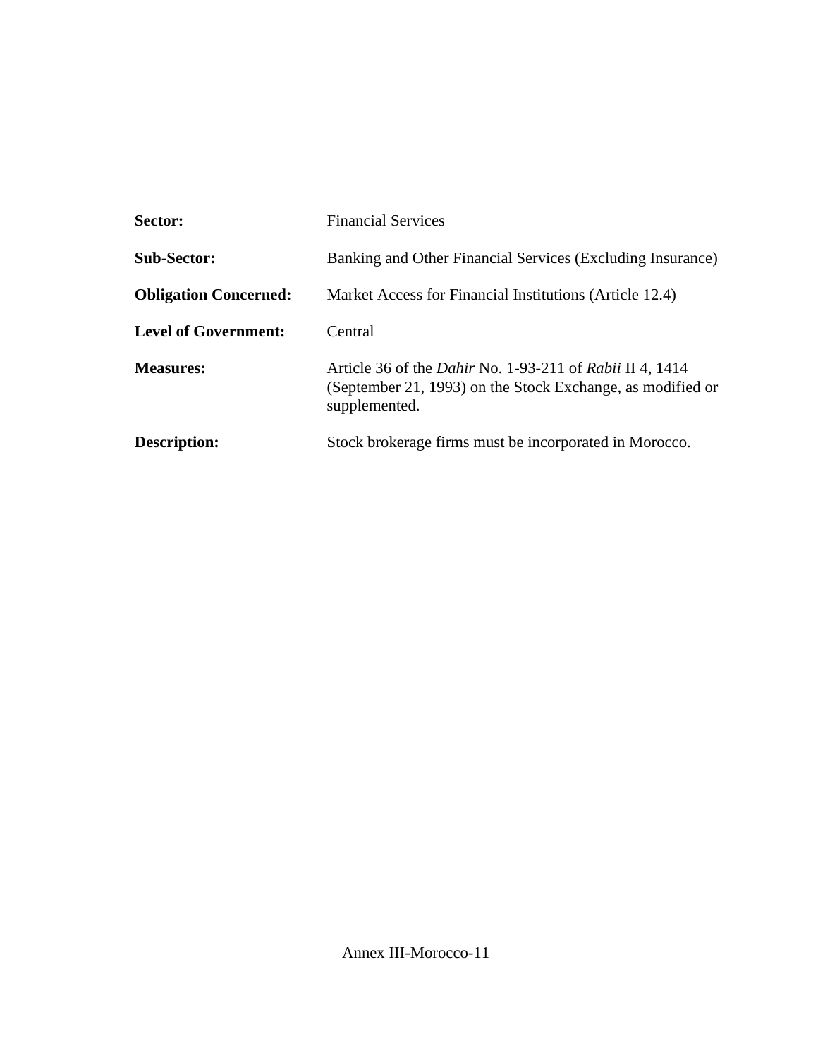**Sector:** Financial Services

**Sub-Sector:** Banking and Other Financial Services (Excluding Insurance)

**Obligation Concerned:** Market Access for Financial Institutions (Article 12.4)

**Level of Government:** Central

**Measures:** Article 36 of the *Dahir* No. 1-93-211 of *Rabii* II 4, 1414 (September 21, 1993) on the Stock Exchange, as modified or supplemented.

**Description:** Stock brokerage firms must be incorporated in Morocco.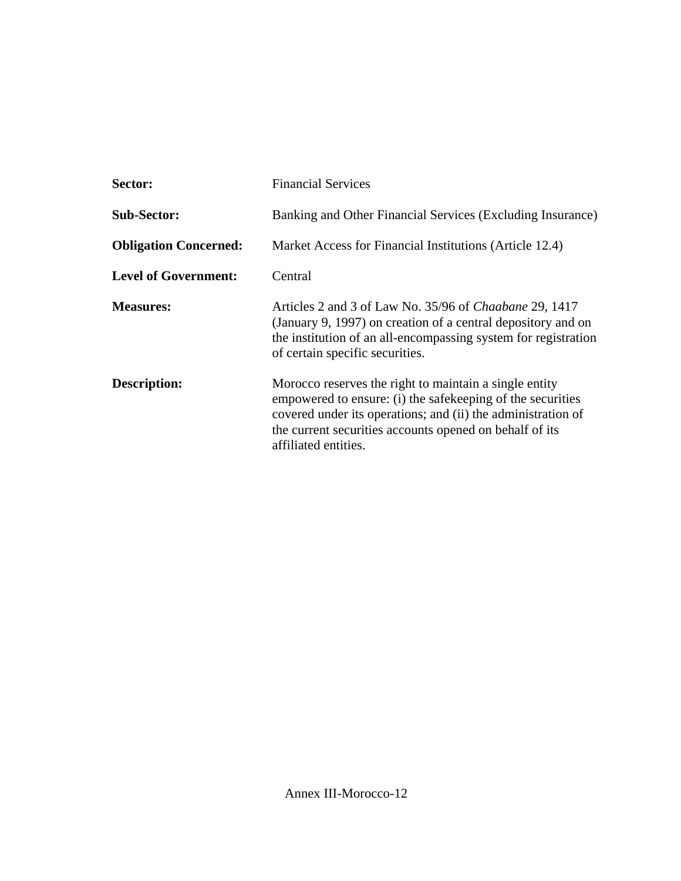| | |
|---|---|
| **Sector:** | Financial Services |
| **Sub-Sector:** | Banking and Other Financial Services (Excluding Insurance) |
| **Obligation Concerned:** | Market Access for Financial Institutions (Article 12.4) |
| **Level of Government:** | Central |
| **Measures:** | Articles 2 and 3 of Law No. 35/96 of *Chaabane* 29, 1417 (January 9, 1997) on creation of a central depository and on the institution of an all-encompassing system for registration of certain specific securities. |
| **Description:** | Morocco reserves the right to maintain a single entity empowered to ensure: (i) the safekeeping of the securities covered under its operations; and (ii) the administration of the current securities accounts opened on behalf of its affiliated entities. |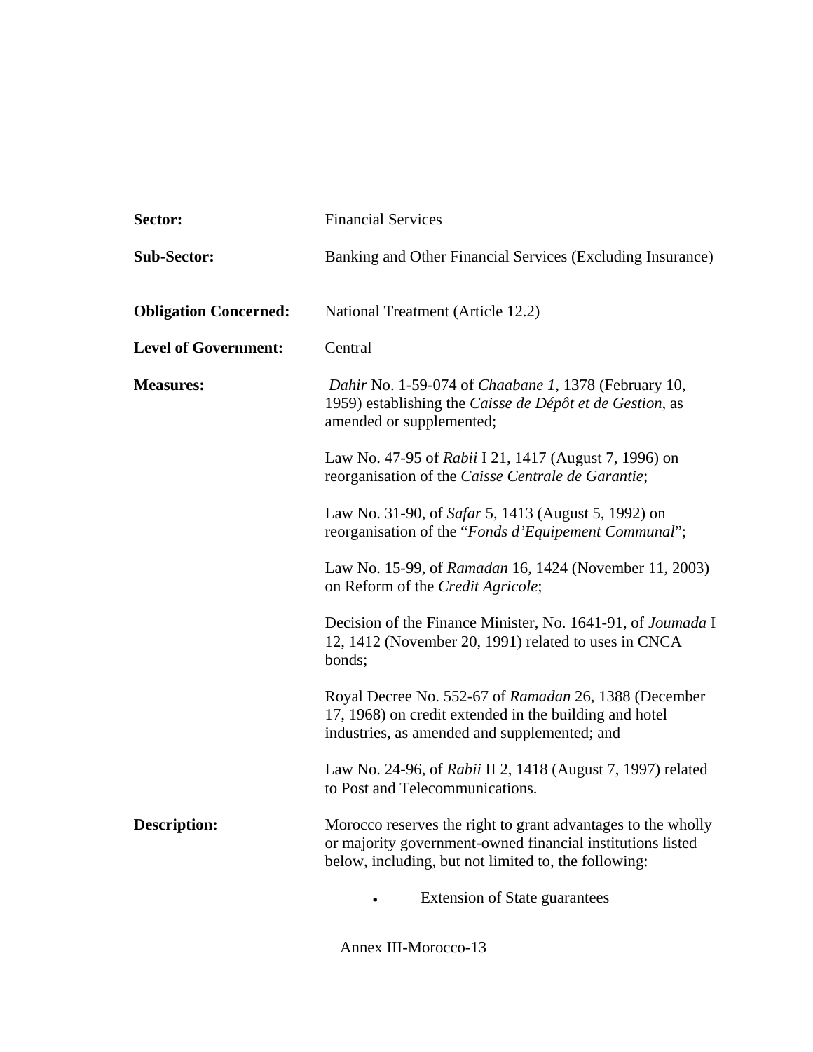**Sector:** Financial Services

**Sub-Sector:** Banking and Other Financial Services (Excluding Insurance)

**Obligation Concerned:** National Treatment (Article 12.2)

**Level of Government:** Central

**Measures:**

*Dahir* No. 1-59-074 of *Chaabane 1*, 1378 (February 10, 1959) establishing the *Caisse de Dépôt et de Gestion*, as amended or supplemented;

Law No. 47-95 of *Rabii* I 21, 1417 (August 7, 1996) on reorganisation of the *Caisse Centrale de Garantie*;

Law No. 31-90, of *Safar* 5, 1413 (August 5, 1992) on reorganisation of the "*Fonds d'Equipement Communal*";

Law No. 15-99, of *Ramadan* 16, 1424 (November 11, 2003) on Reform of the *Credit Agricole*;

Decision of the Finance Minister, No. 1641-91, of *Joumada* I 12, 1412 (November 20, 1991) related to uses in CNCA bonds;

Royal Decree No. 552-67 of *Ramadan* 26, 1388 (December 17, 1968) on credit extended in the building and hotel industries, as amended and supplemented; and

Law No. 24-96, of *Rabii* II 2, 1418 (August 7, 1997) related to Post and Telecommunications.

**Description:**

Morocco reserves the right to grant advantages to the wholly or majority government-owned financial institutions listed below, including, but not limited to, the following:

- Extension of State guarantees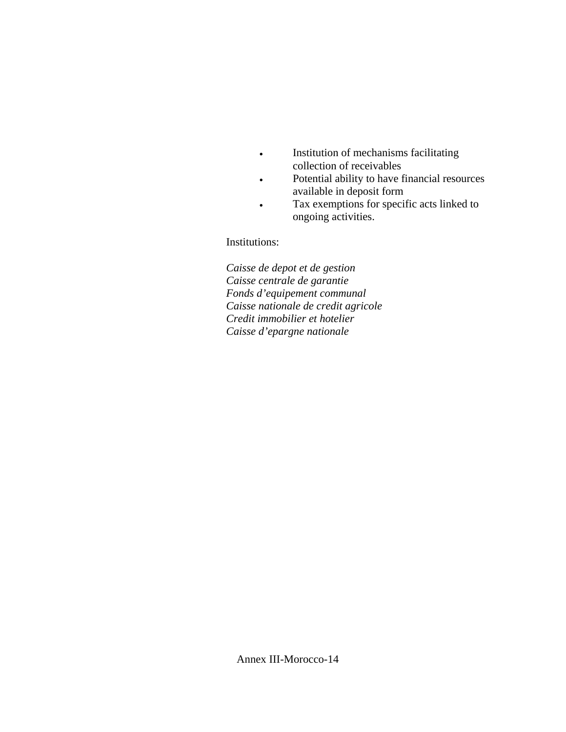- Institution of mechanisms facilitating collection of receivables
- Potential ability to have financial resources available in deposit form
- Tax exemptions for specific acts linked to ongoing activities.

Institutions:

*Caisse de depot et de gestion*
*Caisse centrale de garantie*
*Fonds d'equipement communal*
*Caisse nationale de credit agricole*
*Credit immobilier et hotelier*
*Caisse d'epargne nationale*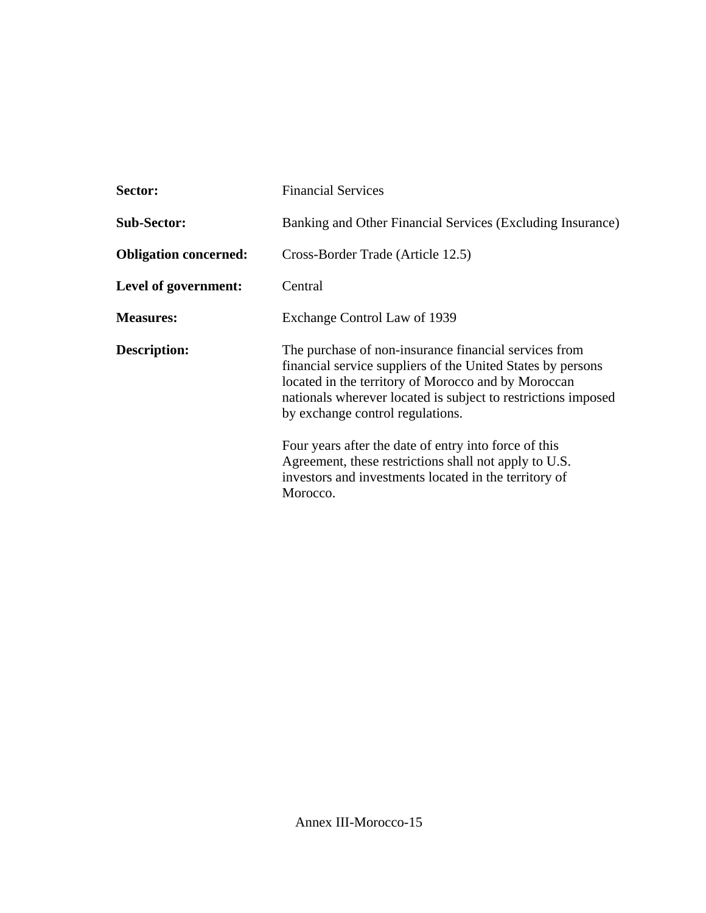**Sector:** Financial Services

**Sub-Sector:** Banking and Other Financial Services (Excluding Insurance)

**Obligation concerned:** Cross-Border Trade (Article 12.5)

**Level of government:** Central

**Measures:** Exchange Control Law of 1939

**Description:** The purchase of non-insurance financial services from financial service suppliers of the United States by persons located in the territory of Morocco and by Moroccan nationals wherever located is subject to restrictions imposed by exchange control regulations.

Four years after the date of entry into force of this Agreement, these restrictions shall not apply to U.S. investors and investments located in the territory of Morocco.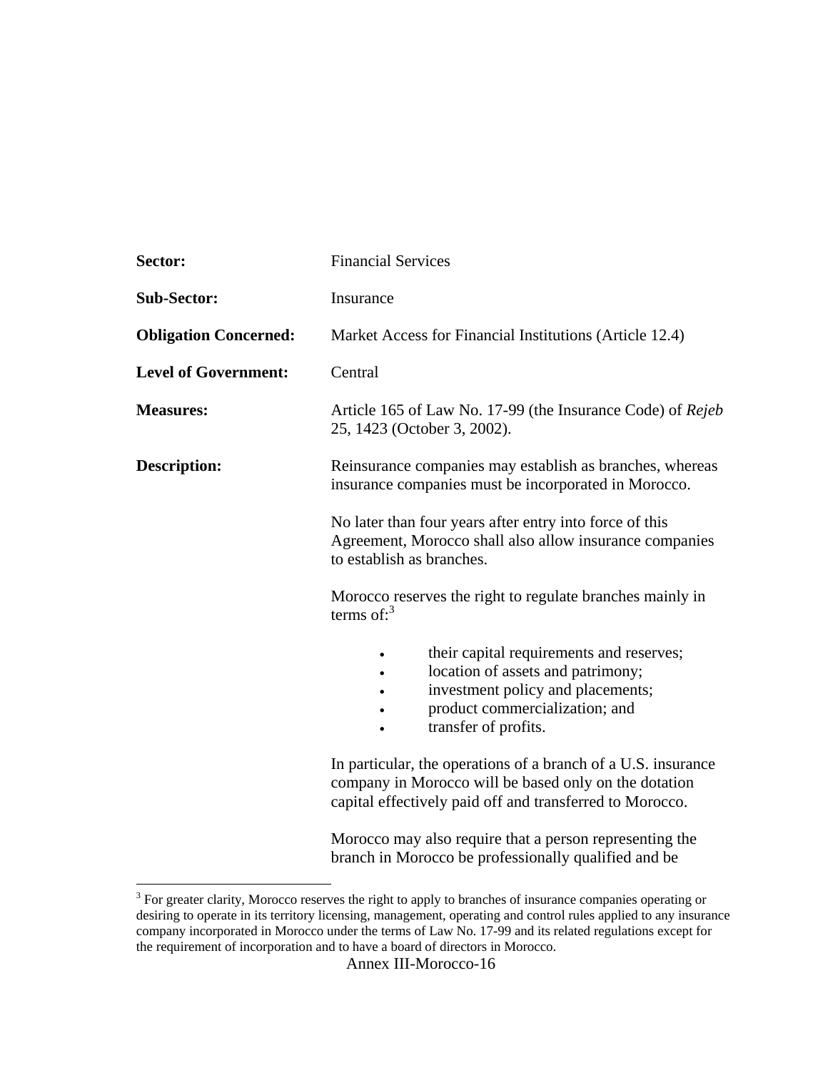**Sector:** Financial Services

**Sub-Sector:** Insurance

**Obligation Concerned:** Market Access for Financial Institutions (Article 12.4)

**Level of Government:** Central

**Measures:** Article 165 of Law No. 17-99 (the Insurance Code) of *Rejeb* 25, 1423 (October 3, 2002).

**Description:** Reinsurance companies may establish as branches, whereas insurance companies must be incorporated in Morocco.

No later than four years after entry into force of this Agreement, Morocco shall also allow insurance companies to establish as branches.

Morocco reserves the right to regulate branches mainly in terms of:[3]

- their capital requirements and reserves;
- location of assets and patrimony;
- investment policy and placements;
- product commercialization; and
- transfer of profits.

In particular, the operations of a branch of a U.S. insurance company in Morocco will be based only on the dotation capital effectively paid off and transferred to Morocco.

Morocco may also require that a person representing the branch in Morocco be professionally qualified and be

---

[3] For greater clarity, Morocco reserves the right to apply to branches of insurance companies operating or desiring to operate in its territory licensing, management, operating and control rules applied to any insurance company incorporated in Morocco under the terms of Law No. 17-99 and its related regulations except for the requirement of incorporation and to have a board of directors in Morocco.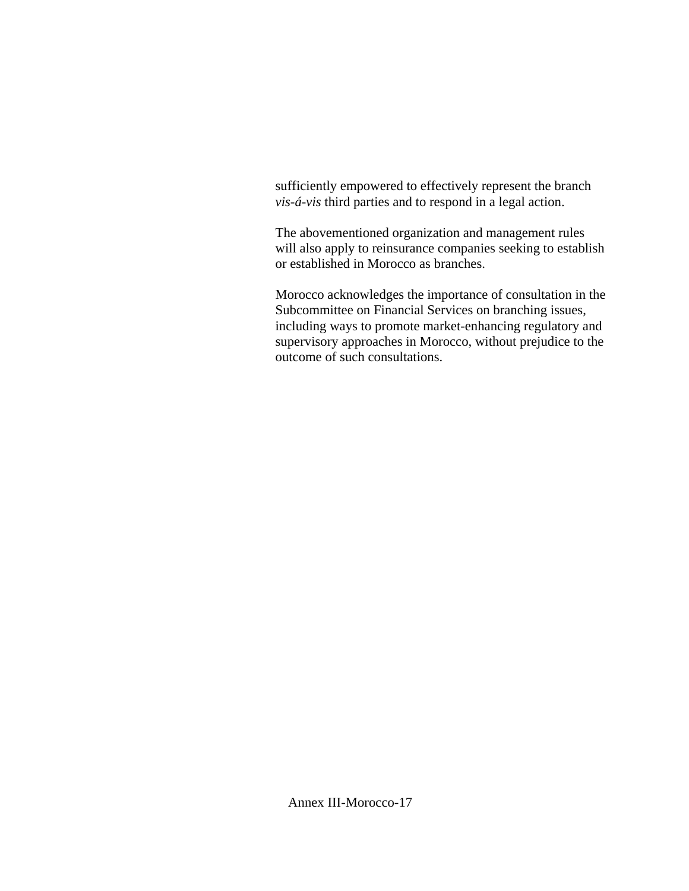sufficiently empowered to effectively represent the branch *vis-á-vis* third parties and to respond in a legal action.

The abovementioned organization and management rules will also apply to reinsurance companies seeking to establish or established in Morocco as branches.

Morocco acknowledges the importance of consultation in the Subcommittee on Financial Services on branching issues, including ways to promote market-enhancing regulatory and supervisory approaches in Morocco, without prejudice to the outcome of such consultations.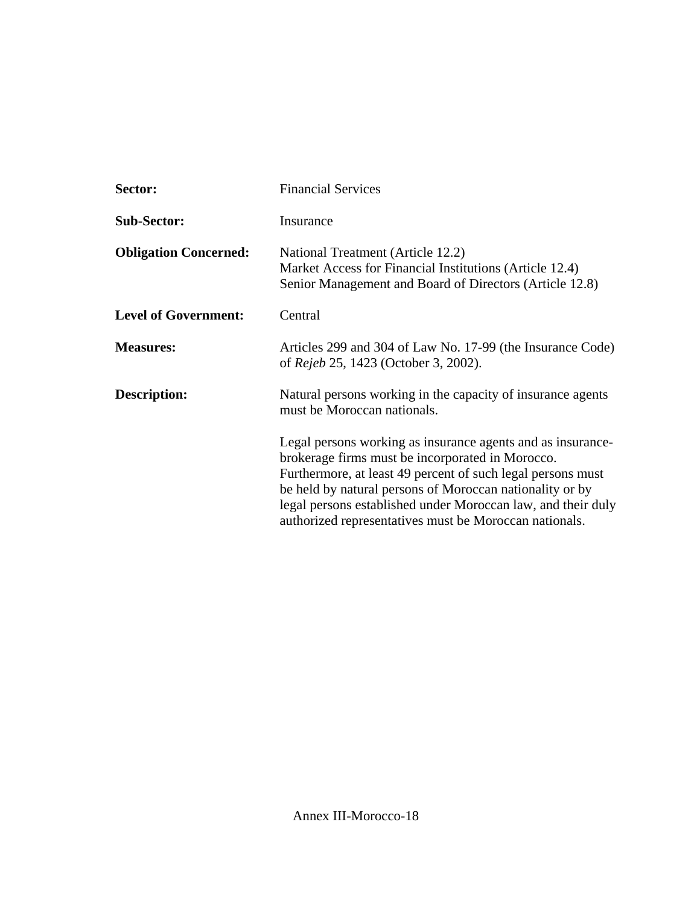**Sector:** Financial Services

**Sub-Sector:** Insurance

**Obligation Concerned:** National Treatment (Article 12.2)
Market Access for Financial Institutions (Article 12.4)
Senior Management and Board of Directors (Article 12.8)

**Level of Government:** Central

**Measures:** Articles 299 and 304 of Law No. 17-99 (the Insurance Code) of *Rejeb* 25, 1423 (October 3, 2002).

**Description:** Natural persons working in the capacity of insurance agents must be Moroccan nationals.

Legal persons working as insurance agents and as insurance-brokerage firms must be incorporated in Morocco. Furthermore, at least 49 percent of such legal persons must be held by natural persons of Moroccan nationality or by legal persons established under Moroccan law, and their duly authorized representatives must be Moroccan nationals.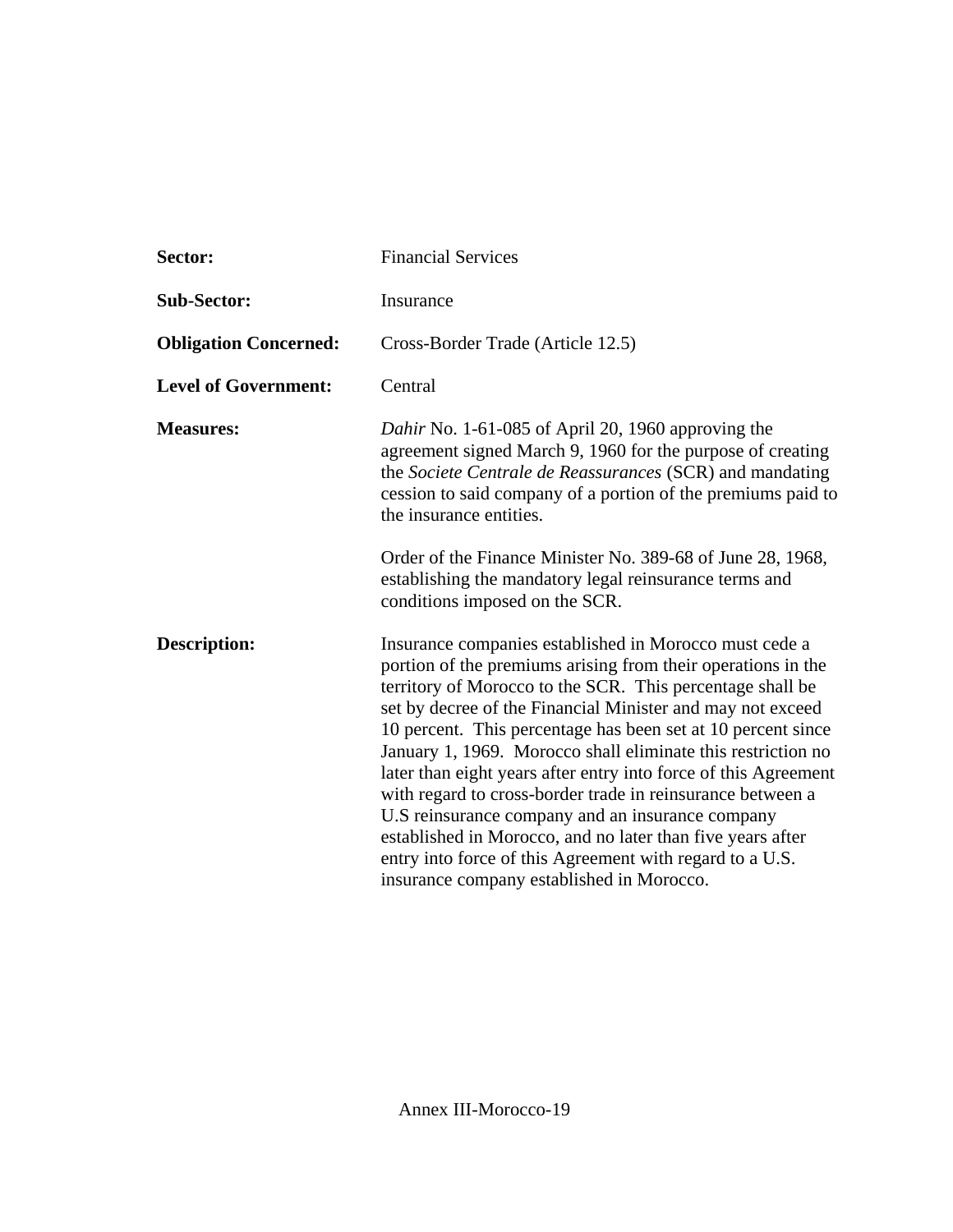**Sector:** Financial Services

**Sub-Sector:** Insurance

**Obligation Concerned:** Cross-Border Trade (Article 12.5)

**Level of Government:** Central

**Measures:** *Dahir* No. 1-61-085 of April 20, 1960 approving the agreement signed March 9, 1960 for the purpose of creating the *Societe Centrale de Reassurances* (SCR) and mandating cession to said company of a portion of the premiums paid to the insurance entities.

Order of the Finance Minister No. 389-68 of June 28, 1968, establishing the mandatory legal reinsurance terms and conditions imposed on the SCR.

**Description:** Insurance companies established in Morocco must cede a portion of the premiums arising from their operations in the territory of Morocco to the SCR. This percentage shall be set by decree of the Financial Minister and may not exceed 10 percent. This percentage has been set at 10 percent since January 1, 1969. Morocco shall eliminate this restriction no later than eight years after entry into force of this Agreement with regard to cross-border trade in reinsurance between a U.S reinsurance company and an insurance company established in Morocco, and no later than five years after entry into force of this Agreement with regard to a U.S. insurance company established in Morocco.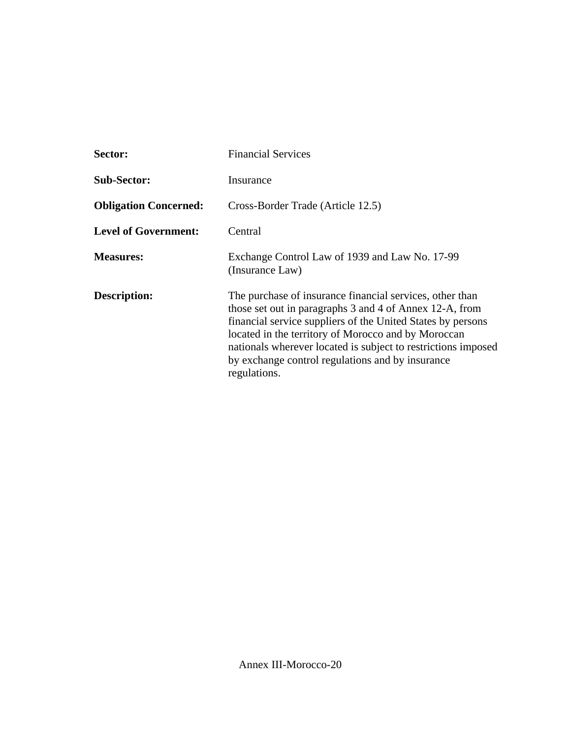**Sector:** Financial Services

**Sub-Sector:** Insurance

**Obligation Concerned:** Cross-Border Trade (Article 12.5)

**Level of Government:** Central

**Measures:** Exchange Control Law of 1939 and Law No. 17-99 (Insurance Law)

**Description:** The purchase of insurance financial services, other than those set out in paragraphs 3 and 4 of Annex 12-A, from financial service suppliers of the United States by persons located in the territory of Morocco and by Moroccan nationals wherever located is subject to restrictions imposed by exchange control regulations and by insurance regulations.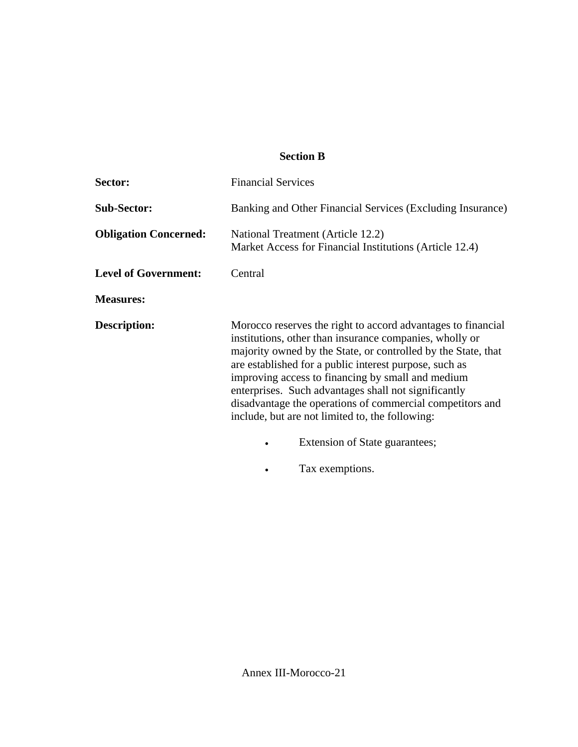## Section B

**Sector:** Financial Services

**Sub-Sector:** Banking and Other Financial Services (Excluding Insurance)

**Obligation Concerned:** National Treatment (Article 12.2)
Market Access for Financial Institutions (Article 12.4)

**Level of Government:** Central

**Measures:**

**Description:** Morocco reserves the right to accord advantages to financial institutions, other than insurance companies, wholly or majority owned by the State, or controlled by the State, that are established for a public interest purpose, such as improving access to financing by small and medium enterprises. Such advantages shall not significantly disadvantage the operations of commercial competitors and include, but are not limited to, the following:

- Extension of State guarantees;
- Tax exemptions.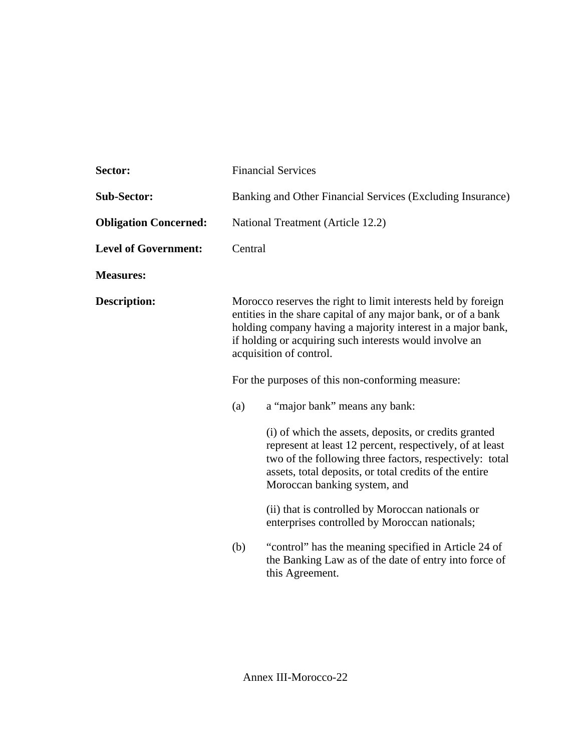**Sector:** Financial Services

**Sub-Sector:** Banking and Other Financial Services (Excluding Insurance)

**Obligation Concerned:** National Treatment (Article 12.2)

**Level of Government:** Central

**Measures:**

**Description:** Morocco reserves the right to limit interests held by foreign entities in the share capital of any major bank, or of a bank holding company having a majority interest in a major bank, if holding or acquiring such interests would involve an acquisition of control.

For the purposes of this non-conforming measure:

(a) a "major bank" means any bank:

(i) of which the assets, deposits, or credits granted represent at least 12 percent, respectively, of at least two of the following three factors, respectively: total assets, total deposits, or total credits of the entire Moroccan banking system, and

(ii) that is controlled by Moroccan nationals or enterprises controlled by Moroccan nationals;

(b) "control" has the meaning specified in Article 24 of the Banking Law as of the date of entry into force of this Agreement.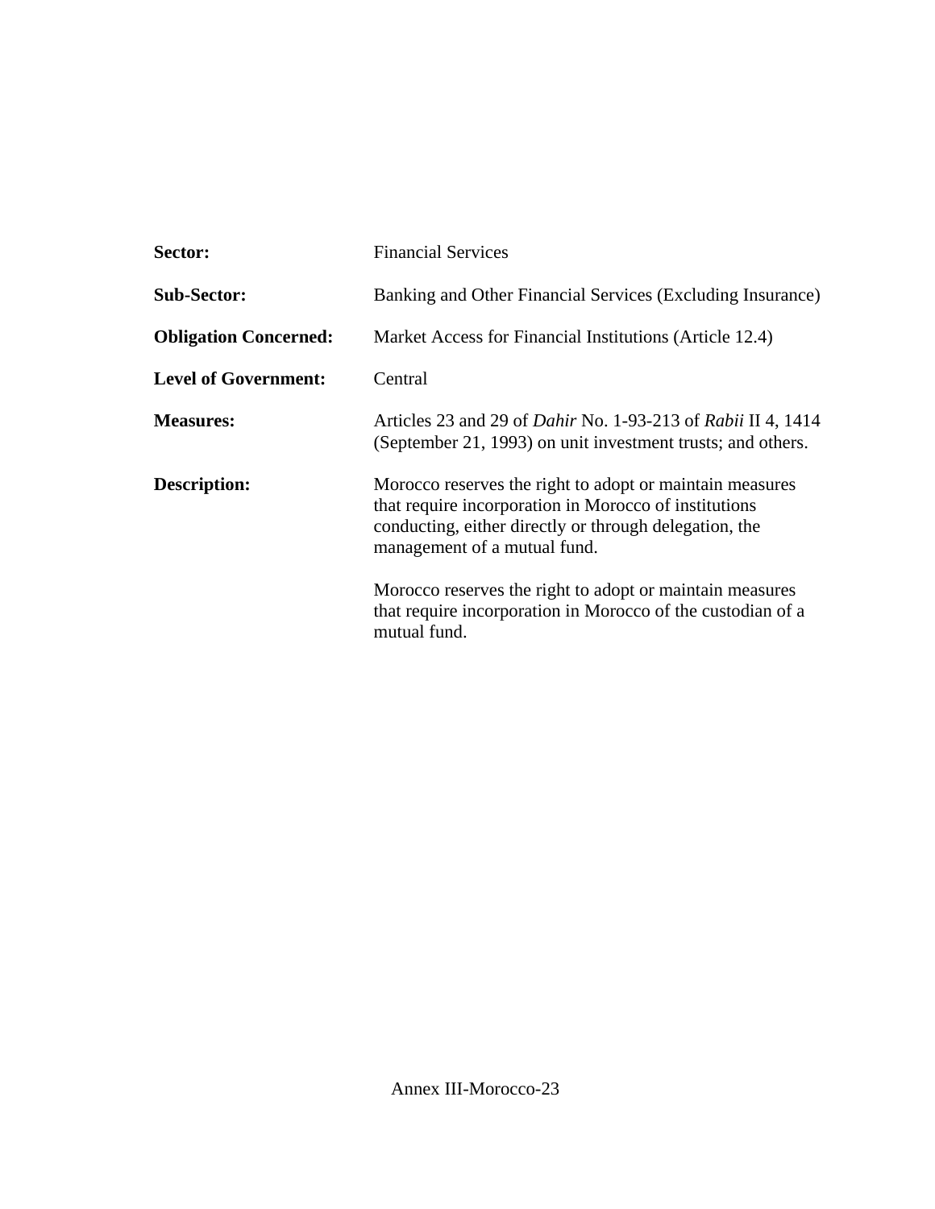**Sector:** Financial Services

**Sub-Sector:** Banking and Other Financial Services (Excluding Insurance)

**Obligation Concerned:** Market Access for Financial Institutions (Article 12.4)

**Level of Government:** Central

**Measures:** Articles 23 and 29 of *Dahir* No. 1-93-213 of *Rabii* II 4, 1414 (September 21, 1993) on unit investment trusts; and others.

**Description:** Morocco reserves the right to adopt or maintain measures that require incorporation in Morocco of institutions conducting, either directly or through delegation, the management of a mutual fund.

Morocco reserves the right to adopt or maintain measures that require incorporation in Morocco of the custodian of a mutual fund.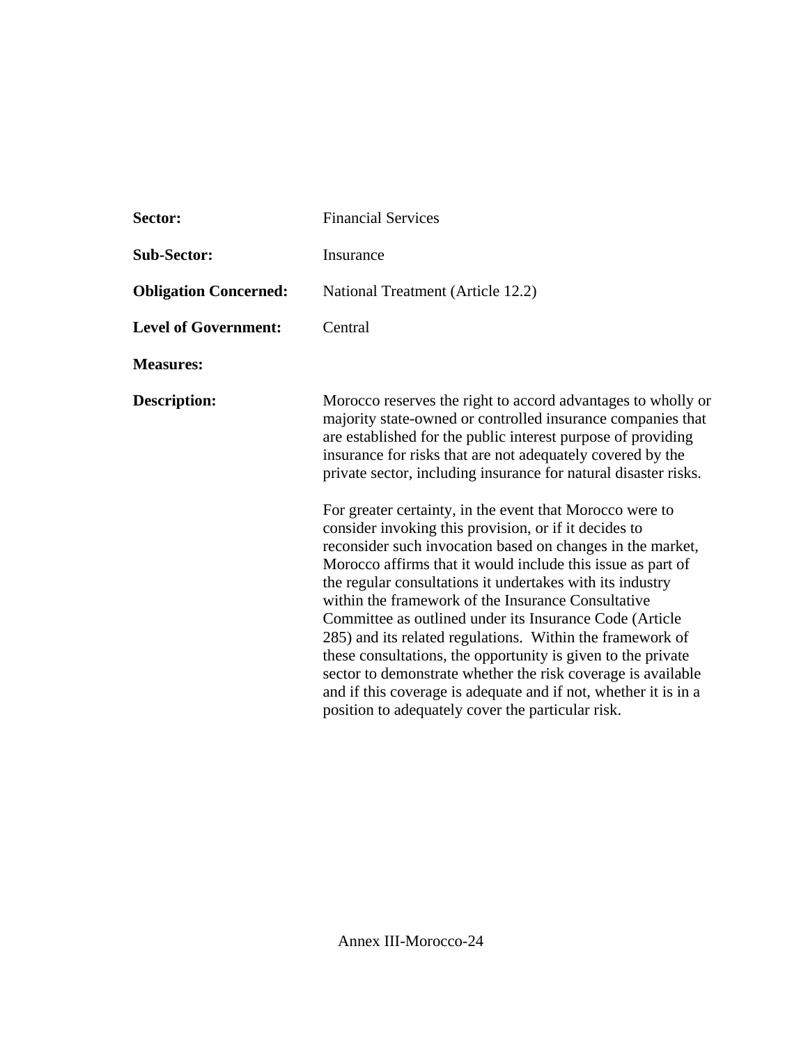**Sector:** Financial Services

**Sub-Sector:** Insurance

**Obligation Concerned:** National Treatment (Article 12.2)

**Level of Government:** Central

**Measures:**

**Description:** Morocco reserves the right to accord advantages to wholly or majority state-owned or controlled insurance companies that are established for the public interest purpose of providing insurance for risks that are not adequately covered by the private sector, including insurance for natural disaster risks.

For greater certainty, in the event that Morocco were to consider invoking this provision, or if it decides to reconsider such invocation based on changes in the market, Morocco affirms that it would include this issue as part of the regular consultations it undertakes with its industry within the framework of the Insurance Consultative Committee as outlined under its Insurance Code (Article 285) and its related regulations. Within the framework of these consultations, the opportunity is given to the private sector to demonstrate whether the risk coverage is available and if this coverage is adequate and if not, whether it is in a position to adequately cover the particular risk.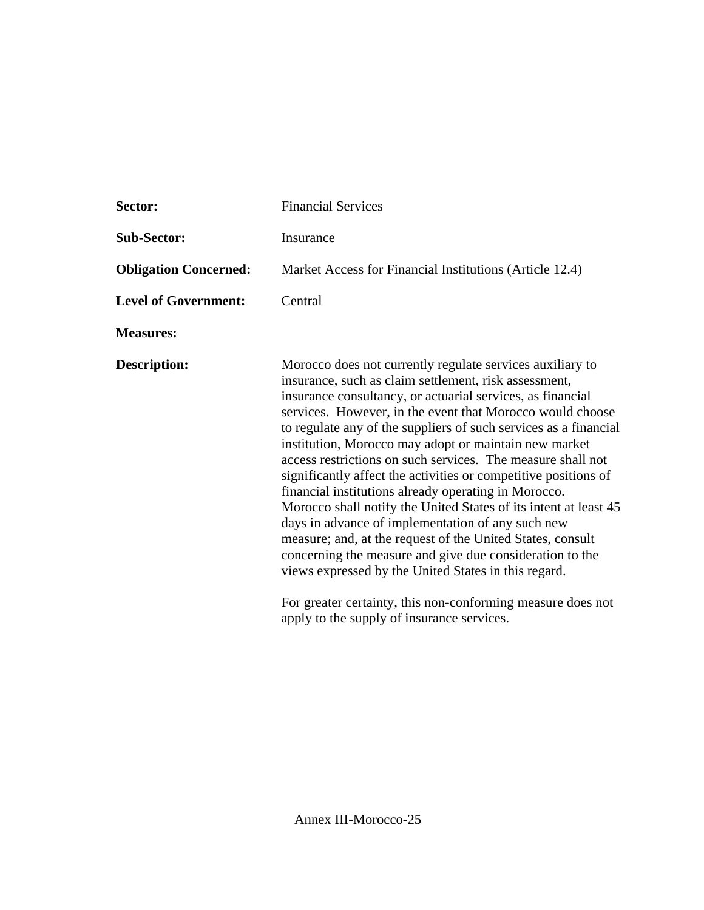| | |
|---|---|
| **Sector:** | Financial Services |
| **Sub-Sector:** | Insurance |
| **Obligation Concerned:** | Market Access for Financial Institutions (Article 12.4) |
| **Level of Government:** | Central |
| **Measures:** | |
| **Description:** | Morocco does not currently regulate services auxiliary to insurance, such as claim settlement, risk assessment, insurance consultancy, or actuarial services, as financial services. However, in the event that Morocco would choose to regulate any of the suppliers of such services as a financial institution, Morocco may adopt or maintain new market access restrictions on such services. The measure shall not significantly affect the activities or competitive positions of financial institutions already operating in Morocco. Morocco shall notify the United States of its intent at least 45 days in advance of implementation of any such new measure; and, at the request of the United States, consult concerning the measure and give due consideration to the views expressed by the United States in this regard.<br><br>For greater certainty, this non-conforming measure does not apply to the supply of insurance services. |